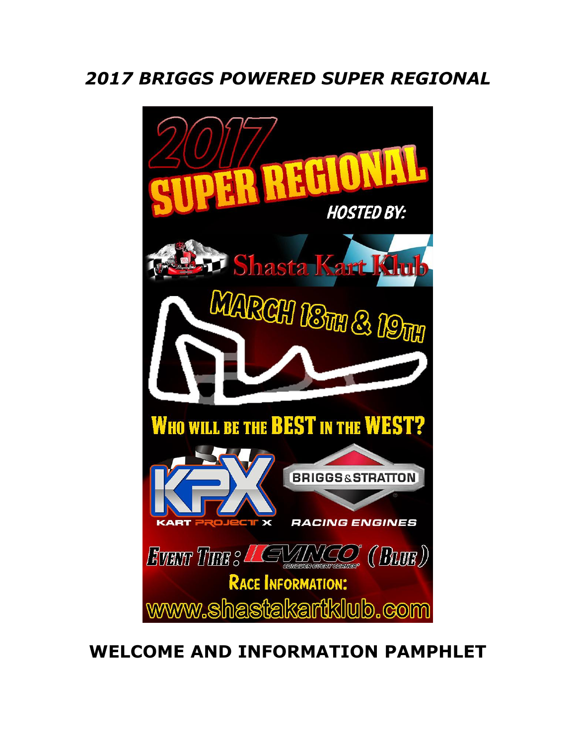# *2017 BRIGGS POWERED SUPER REGIONAL*

2017 SUPER REGIONAL

HOSTED BY:

Shasta Kart Klub

MARCH 18TH & 19TH

WHO WILL BE THE BEST IN THE WEST?

KPX KART PROJECT X

BRIGGS & STRATTON RACING ENGINES

EVENT TIRE: EVINCO (BLUE)

RACE INFORMATION:

www.shastakartklub.com

# WELCOME AND INFORMATION PAMPHLET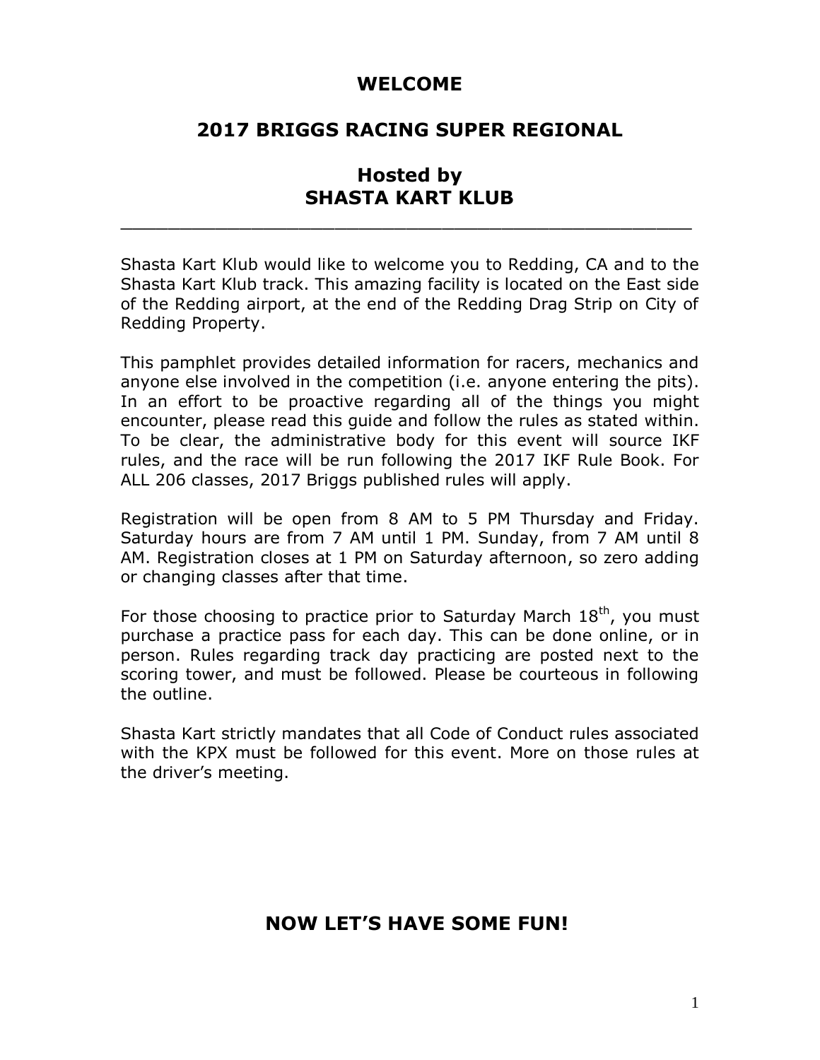# WELCOME

## 2017 BRIGGS RACING SUPER REGIONAL

## Hosted by SHASTA KART KLUB

---

Shasta Kart Klub would like to welcome you to Redding, CA and to the Shasta Kart Klub track. This amazing facility is located on the East side of the Redding airport, at the end of the Redding Drag Strip on City of Redding Property.

This pamphlet provides detailed information for racers, mechanics and anyone else involved in the competition (i.e. anyone entering the pits). In an effort to be proactive regarding all of the things you might encounter, please read this guide and follow the rules as stated within. To be clear, the administrative body for this event will source IKF rules, and the race will be run following the 2017 IKF Rule Book. For ALL 206 classes, 2017 Briggs published rules will apply.

Registration will be open from 8 AM to 5 PM Thursday and Friday. Saturday hours are from 7 AM until 1 PM. Sunday, from 7 AM until 8 AM. Registration closes at 1 PM on Saturday afternoon, so zero adding or changing classes after that time.

For those choosing to practice prior to Saturday March 18th, you must purchase a practice pass for each day. This can be done online, or in person. Rules regarding track day practicing are posted next to the scoring tower, and must be followed. Please be courteous in following the outline.

Shasta Kart strictly mandates that all Code of Conduct rules associated with the KPX must be followed for this event. More on those rules at the driver's meeting.

## NOW LET'S HAVE SOME FUN!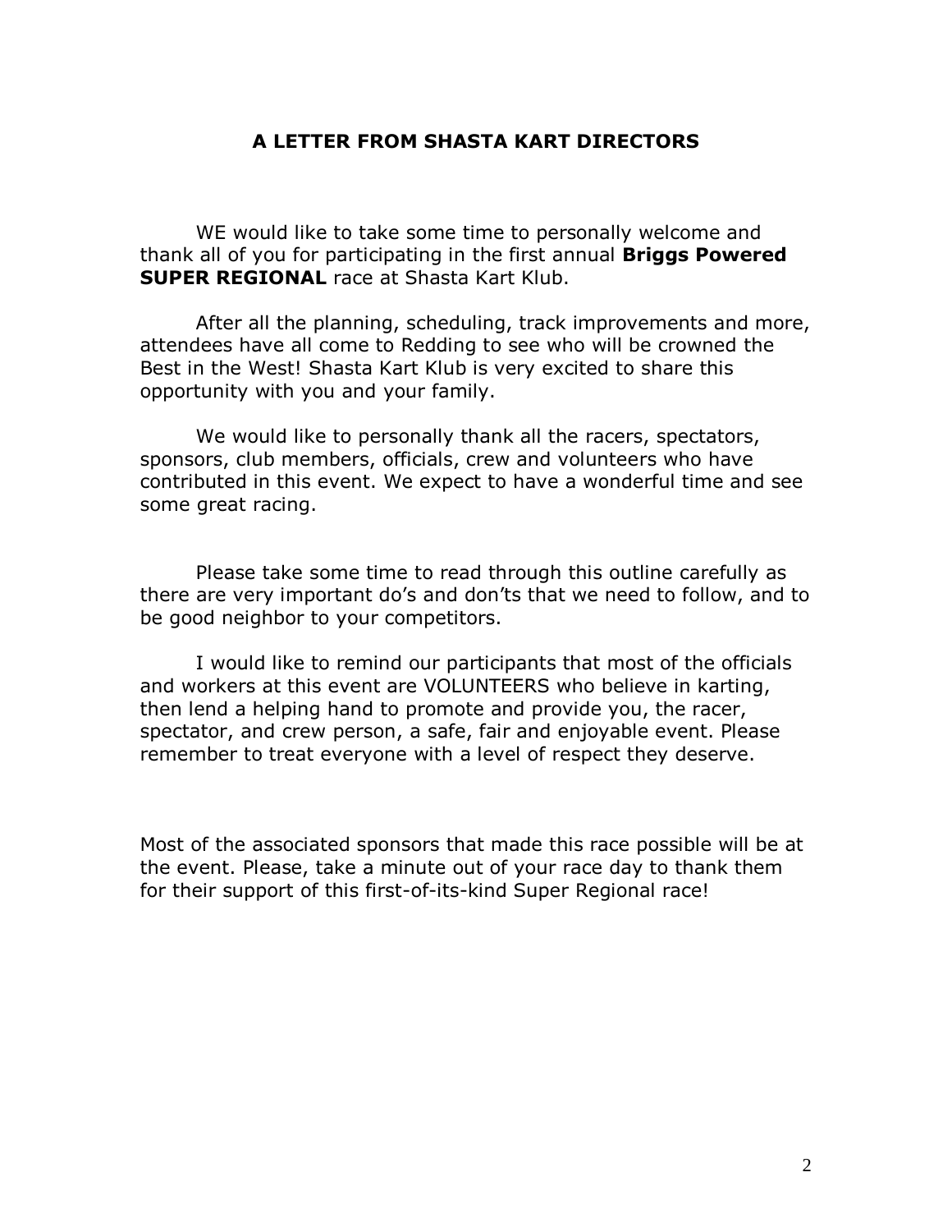## A LETTER FROM SHASTA KART DIRECTORS

WE would like to take some time to personally welcome and thank all of you for participating in the first annual **Briggs Powered SUPER REGIONAL** race at Shasta Kart Klub.

After all the planning, scheduling, track improvements and more, attendees have all come to Redding to see who will be crowned the Best in the West! Shasta Kart Klub is very excited to share this opportunity with you and your family.

We would like to personally thank all the racers, spectators, sponsors, club members, officials, crew and volunteers who have contributed in this event. We expect to have a wonderful time and see some great racing.

Please take some time to read through this outline carefully as there are very important do's and don'ts that we need to follow, and to be good neighbor to your competitors.

I would like to remind our participants that most of the officials and workers at this event are VOLUNTEERS who believe in karting, then lend a helping hand to promote and provide you, the racer, spectator, and crew person, a safe, fair and enjoyable event. Please remember to treat everyone with a level of respect they deserve.

Most of the associated sponsors that made this race possible will be at the event. Please, take a minute out of your race day to thank them for their support of this first-of-its-kind Super Regional race!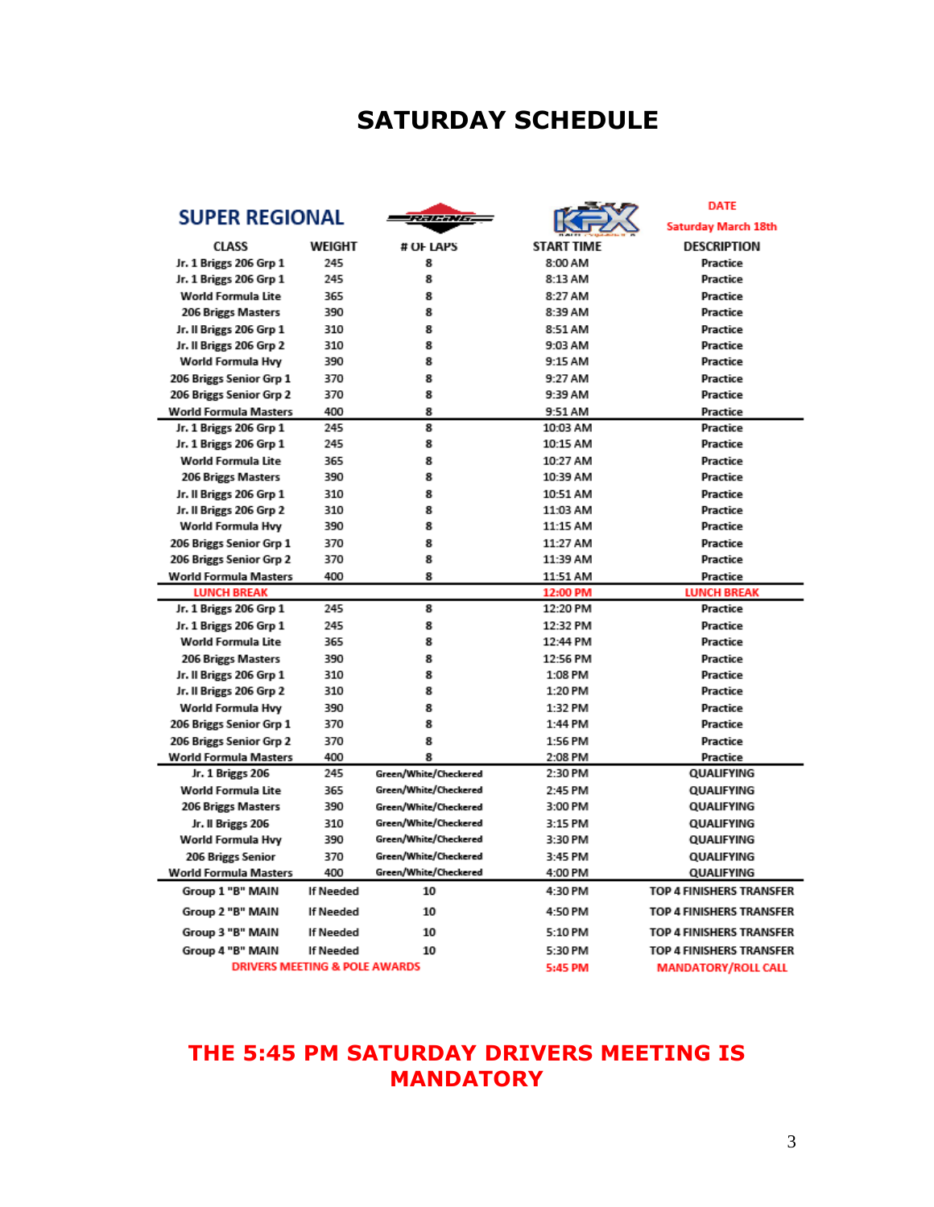# SATURDAY SCHEDULE

**SUPER REGIONAL**

DATE
Saturday March 18th

| CLASS | WEIGHT | # OF LAPS | START TIME | DESCRIPTION |
|---|---|---|---|---|
| Jr. 1 Briggs 206 Grp 1 | 245 | 8 | 8:00 AM | Practice |
| Jr. 1 Briggs 206 Grp 1 | 245 | 8 | 8:13 AM | Practice |
| World Formula Lite | 365 | 8 | 8:27 AM | Practice |
| 206 Briggs Masters | 390 | 8 | 8:39 AM | Practice |
| Jr. II Briggs 206 Grp 1 | 310 | 8 | 8:51 AM | Practice |
| Jr. II Briggs 206 Grp 2 | 310 | 8 | 9:03 AM | Practice |
| World Formula Hvy | 390 | 8 | 9:15 AM | Practice |
| 206 Briggs Senior Grp 1 | 370 | 8 | 9:27 AM | Practice |
| 206 Briggs Senior Grp 2 | 370 | 8 | 9:39 AM | Practice |
| World Formula Masters | 400 | 8 | 9:51 AM | Practice |
| Jr. 1 Briggs 206 Grp 1 | 245 | 8 | 10:03 AM | Practice |
| Jr. 1 Briggs 206 Grp 1 | 245 | 8 | 10:15 AM | Practice |
| World Formula Lite | 365 | 8 | 10:27 AM | Practice |
| 206 Briggs Masters | 390 | 8 | 10:39 AM | Practice |
| Jr. II Briggs 206 Grp 1 | 310 | 8 | 10:51 AM | Practice |
| Jr. II Briggs 206 Grp 2 | 310 | 8 | 11:03 AM | Practice |
| World Formula Hvy | 390 | 8 | 11:15 AM | Practice |
| 206 Briggs Senior Grp 1 | 370 | 8 | 11:27 AM | Practice |
| 206 Briggs Senior Grp 2 | 370 | 8 | 11:39 AM | Practice |
| World Formula Masters | 400 | 8 | 11:51 AM | Practice |
| LUNCH BREAK | | | 12:00 PM | LUNCH BREAK |
| Jr. 1 Briggs 206 Grp 1 | 245 | 8 | 12:20 PM | Practice |
| Jr. 1 Briggs 206 Grp 1 | 245 | 8 | 12:32 PM | Practice |
| World Formula Lite | 365 | 8 | 12:44 PM | Practice |
| 206 Briggs Masters | 390 | 8 | 12:56 PM | Practice |
| Jr. II Briggs 206 Grp 1 | 310 | 8 | 1:08 PM | Practice |
| Jr. II Briggs 206 Grp 2 | 310 | 8 | 1:20 PM | Practice |
| World Formula Hvy | 390 | 8 | 1:32 PM | Practice |
| 206 Briggs Senior Grp 1 | 370 | 8 | 1:44 PM | Practice |
| 206 Briggs Senior Grp 2 | 370 | 8 | 1:56 PM | Practice |
| World Formula Masters | 400 | 8 | 2:08 PM | Practice |
| Jr. 1 Briggs 206 | 245 | Green/White/Checkered | 2:30 PM | QUALIFYING |
| World Formula Lite | 365 | Green/White/Checkered | 2:45 PM | QUALIFYING |
| 206 Briggs Masters | 390 | Green/White/Checkered | 3:00 PM | QUALIFYING |
| Jr. II Briggs 206 | 310 | Green/White/Checkered | 3:15 PM | QUALIFYING |
| World Formula Hvy | 390 | Green/White/Checkered | 3:30 PM | QUALIFYING |
| 206 Briggs Senior | 370 | Green/White/Checkered | 3:45 PM | QUALIFYING |
| World Formula Masters | 400 | Green/White/Checkered | 4:00 PM | QUALIFYING |
| Group 1 "B" MAIN | If Needed | 10 | 4:30 PM | TOP 4 FINISHERS TRANSFER |
| Group 2 "B" MAIN | If Needed | 10 | 4:50 PM | TOP 4 FINISHERS TRANSFER |
| Group 3 "B" MAIN | If Needed | 10 | 5:10 PM | TOP 4 FINISHERS TRANSFER |
| Group 4 "B" MAIN | If Needed | 10 | 5:30 PM | TOP 4 FINISHERS TRANSFER |
| DRIVERS MEETING & POLE AWARDS | | | 5:45 PM | MANDATORY/ROLL CALL |

## THE 5:45 PM SATURDAY DRIVERS MEETING IS MANDATORY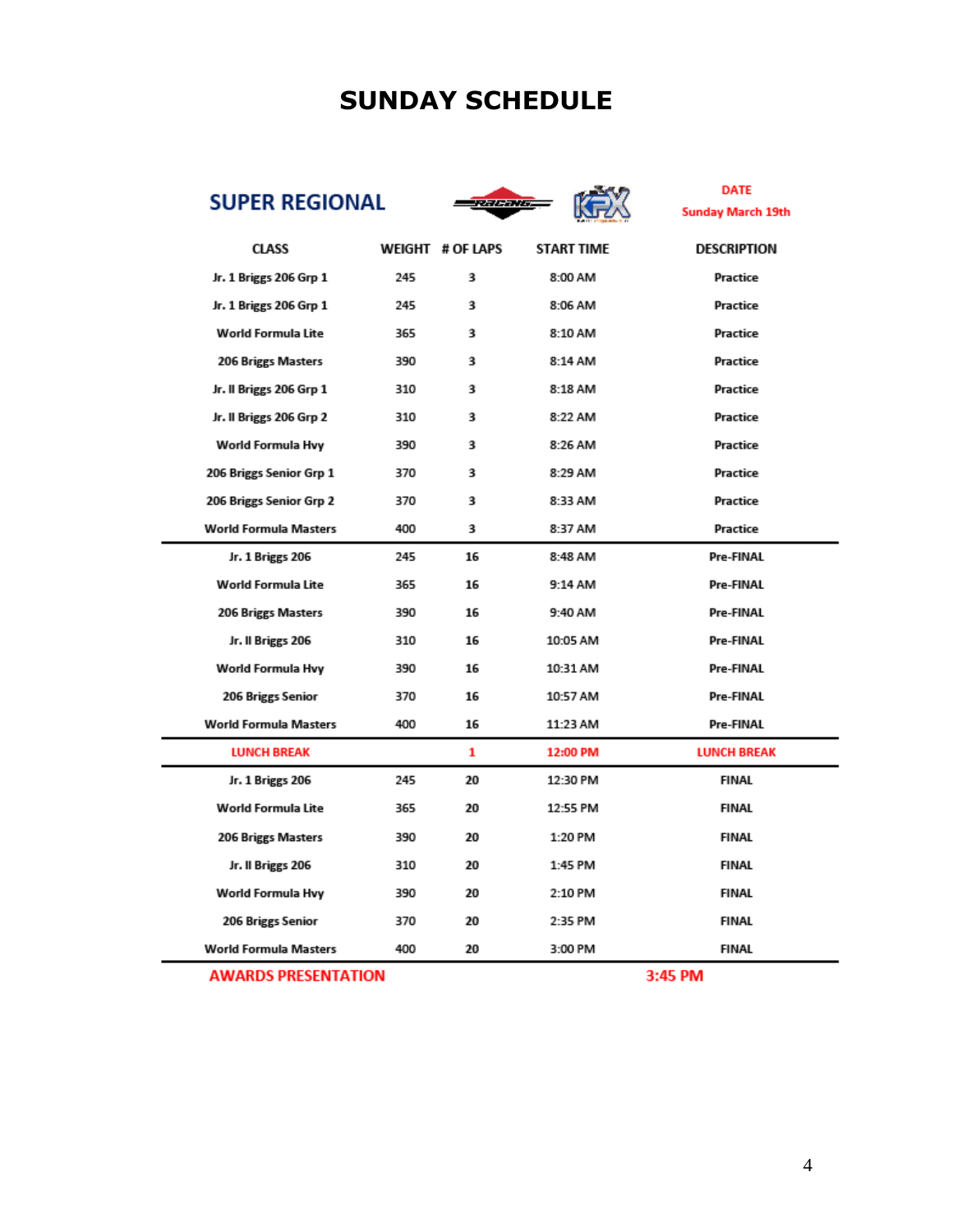# SUNDAY SCHEDULE

**SUPER REGIONAL**

**DATE**
**Sunday March 19th**

| CLASS | WEIGHT | # OF LAPS | START TIME | DESCRIPTION |
|---|---|---|---|---|
| Jr. 1 Briggs 206 Grp 1 | 245 | 3 | 8:00 AM | Practice |
| Jr. 1 Briggs 206 Grp 1 | 245 | 3 | 8:06 AM | Practice |
| World Formula Lite | 365 | 3 | 8:10 AM | Practice |
| 206 Briggs Masters | 390 | 3 | 8:14 AM | Practice |
| Jr. II Briggs 206 Grp 1 | 310 | 3 | 8:18 AM | Practice |
| Jr. II Briggs 206 Grp 2 | 310 | 3 | 8:22 AM | Practice |
| World Formula Hvy | 390 | 3 | 8:26 AM | Practice |
| 206 Briggs Senior Grp 1 | 370 | 3 | 8:29 AM | Practice |
| 206 Briggs Senior Grp 2 | 370 | 3 | 8:33 AM | Practice |
| World Formula Masters | 400 | 3 | 8:37 AM | Practice |
| Jr. 1 Briggs 206 | 245 | 16 | 8:48 AM | Pre-FINAL |
| World Formula Lite | 365 | 16 | 9:14 AM | Pre-FINAL |
| 206 Briggs Masters | 390 | 16 | 9:40 AM | Pre-FINAL |
| Jr. II Briggs 206 | 310 | 16 | 10:05 AM | Pre-FINAL |
| World Formula Hvy | 390 | 16 | 10:31 AM | Pre-FINAL |
| 206 Briggs Senior | 370 | 16 | 10:57 AM | Pre-FINAL |
| World Formula Masters | 400 | 16 | 11:23 AM | Pre-FINAL |
| LUNCH BREAK | | 1 | 12:00 PM | LUNCH BREAK |
| Jr. 1 Briggs 206 | 245 | 20 | 12:30 PM | FINAL |
| World Formula Lite | 365 | 20 | 12:55 PM | FINAL |
| 206 Briggs Masters | 390 | 20 | 1:20 PM | FINAL |
| Jr. II Briggs 206 | 310 | 20 | 1:45 PM | FINAL |
| World Formula Hvy | 390 | 20 | 2:10 PM | FINAL |
| 206 Briggs Senior | 370 | 20 | 2:35 PM | FINAL |
| World Formula Masters | 400 | 20 | 3:00 PM | FINAL |

**AWARDS PRESENTATION** **3:45 PM**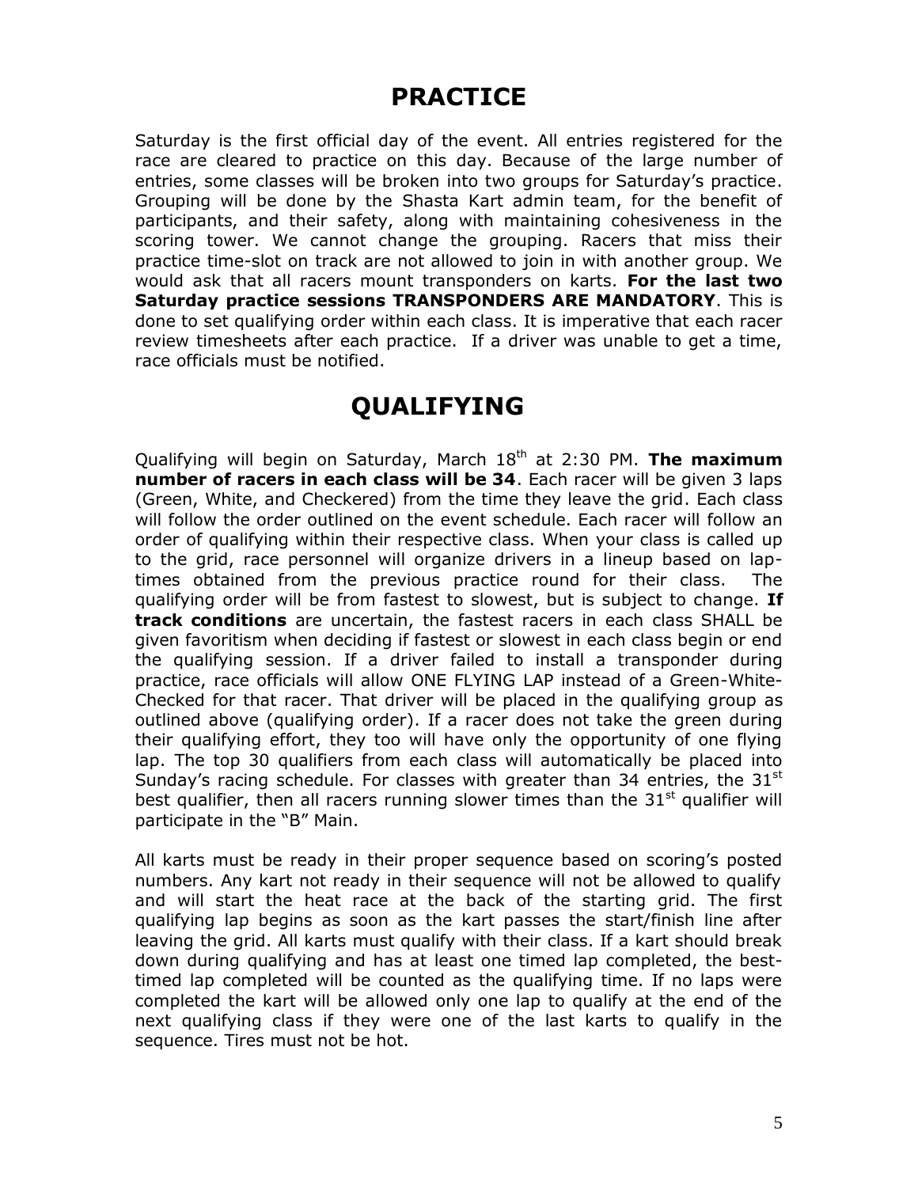# PRACTICE

Saturday is the first official day of the event. All entries registered for the race are cleared to practice on this day. Because of the large number of entries, some classes will be broken into two groups for Saturday's practice. Grouping will be done by the Shasta Kart admin team, for the benefit of participants, and their safety, along with maintaining cohesiveness in the scoring tower. We cannot change the grouping. Racers that miss their practice time-slot on track are not allowed to join in with another group. We would ask that all racers mount transponders on karts. **For the last two Saturday practice sessions TRANSPONDERS ARE MANDATORY**. This is done to set qualifying order within each class. It is imperative that each racer review timesheets after each practice. If a driver was unable to get a time, race officials must be notified.

# QUALIFYING

Qualifying will begin on Saturday, March 18th at 2:30 PM. **The maximum number of racers in each class will be 34**. Each racer will be given 3 laps (Green, White, and Checkered) from the time they leave the grid. Each class will follow the order outlined on the event schedule. Each racer will follow an order of qualifying within their respective class. When your class is called up to the grid, race personnel will organize drivers in a lineup based on lap-times obtained from the previous practice round for their class. The qualifying order will be from fastest to slowest, but is subject to change. **If track conditions** are uncertain, the fastest racers in each class SHALL be given favoritism when deciding if fastest or slowest in each class begin or end the qualifying session. If a driver failed to install a transponder during practice, race officials will allow ONE FLYING LAP instead of a Green-White-Checked for that racer. That driver will be placed in the qualifying group as outlined above (qualifying order). If a racer does not take the green during their qualifying effort, they too will have only the opportunity of one flying lap. The top 30 qualifiers from each class will automatically be placed into Sunday's racing schedule. For classes with greater than 34 entries, the 31st best qualifier, then all racers running slower times than the 31st qualifier will participate in the "B" Main.

All karts must be ready in their proper sequence based on scoring's posted numbers. Any kart not ready in their sequence will not be allowed to qualify and will start the heat race at the back of the starting grid. The first qualifying lap begins as soon as the kart passes the start/finish line after leaving the grid. All karts must qualify with their class. If a kart should break down during qualifying and has at least one timed lap completed, the best-timed lap completed will be counted as the qualifying time. If no laps were completed the kart will be allowed only one lap to qualify at the end of the next qualifying class if they were one of the last karts to qualify in the sequence. Tires must not be hot.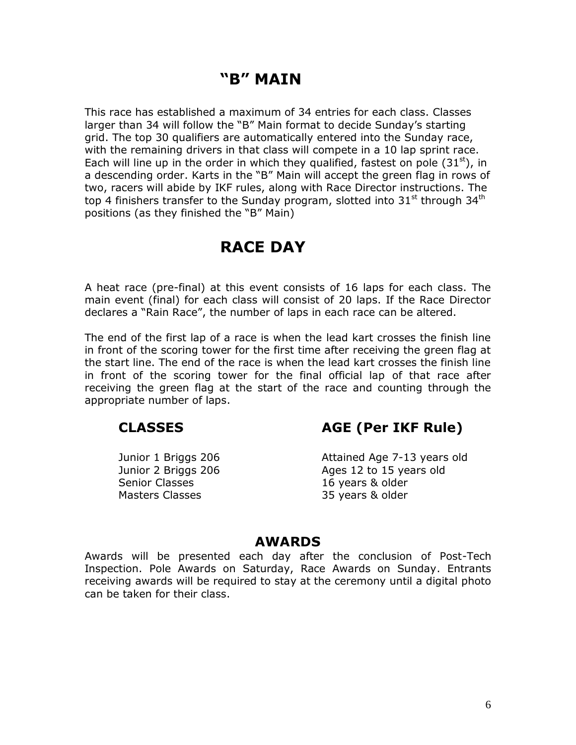# "B" MAIN

This race has established a maximum of 34 entries for each class. Classes larger than 34 will follow the "B" Main format to decide Sunday's starting grid. The top 30 qualifiers are automatically entered into the Sunday race, with the remaining drivers in that class will compete in a 10 lap sprint race. Each will line up in the order in which they qualified, fastest on pole (31st), in a descending order. Karts in the "B" Main will accept the green flag in rows of two, racers will abide by IKF rules, along with Race Director instructions. The top 4 finishers transfer to the Sunday program, slotted into 31st through 34th positions (as they finished the "B" Main)

# RACE DAY

A heat race (pre-final) at this event consists of 16 laps for each class. The main event (final) for each class will consist of 20 laps. If the Race Director declares a "Rain Race", the number of laps in each race can be altered.

The end of the first lap of a race is when the lead kart crosses the finish line in front of the scoring tower for the first time after receiving the green flag at the start line. The end of the race is when the lead kart crosses the finish line in front of the scoring tower for the final official lap of that race after receiving the green flag at the start of the race and counting through the appropriate number of laps.

| CLASSES | AGE (Per IKF Rule) |
|---|---|
| Junior 1 Briggs 206 | Attained Age 7-13 years old |
| Junior 2 Briggs 206 | Ages 12 to 15 years old |
| Senior Classes | 16 years & older |
| Masters Classes | 35 years & older |

## AWARDS

Awards will be presented each day after the conclusion of Post-Tech Inspection. Pole Awards on Saturday, Race Awards on Sunday. Entrants receiving awards will be required to stay at the ceremony until a digital photo can be taken for their class.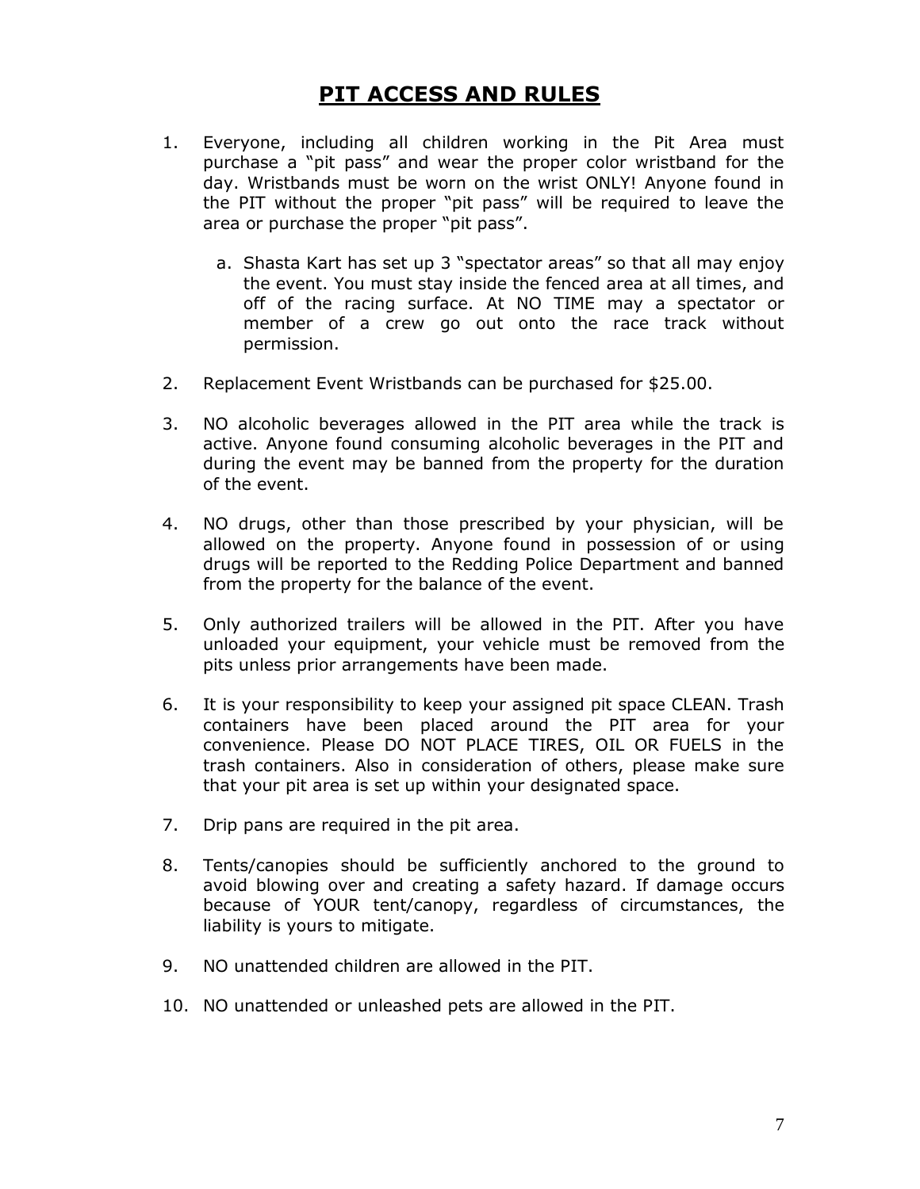# PIT ACCESS AND RULES

1. Everyone, including all children working in the Pit Area must purchase a "pit pass" and wear the proper color wristband for the day. Wristbands must be worn on the wrist ONLY! Anyone found in the PIT without the proper "pit pass" will be required to leave the area or purchase the proper "pit pass".

   a. Shasta Kart has set up 3 "spectator areas" so that all may enjoy the event. You must stay inside the fenced area at all times, and off of the racing surface. At NO TIME may a spectator or member of a crew go out onto the race track without permission.

2. Replacement Event Wristbands can be purchased for $25.00.

3. NO alcoholic beverages allowed in the PIT area while the track is active. Anyone found consuming alcoholic beverages in the PIT and during the event may be banned from the property for the duration of the event.

4. NO drugs, other than those prescribed by your physician, will be allowed on the property. Anyone found in possession of or using drugs will be reported to the Redding Police Department and banned from the property for the balance of the event.

5. Only authorized trailers will be allowed in the PIT. After you have unloaded your equipment, your vehicle must be removed from the pits unless prior arrangements have been made.

6. It is your responsibility to keep your assigned pit space CLEAN. Trash containers have been placed around the PIT area for your convenience. Please DO NOT PLACE TIRES, OIL OR FUELS in the trash containers. Also in consideration of others, please make sure that your pit area is set up within your designated space.

7. Drip pans are required in the pit area.

8. Tents/canopies should be sufficiently anchored to the ground to avoid blowing over and creating a safety hazard. If damage occurs because of YOUR tent/canopy, regardless of circumstances, the liability is yours to mitigate.

9. NO unattended children are allowed in the PIT.

10. NO unattended or unleashed pets are allowed in the PIT.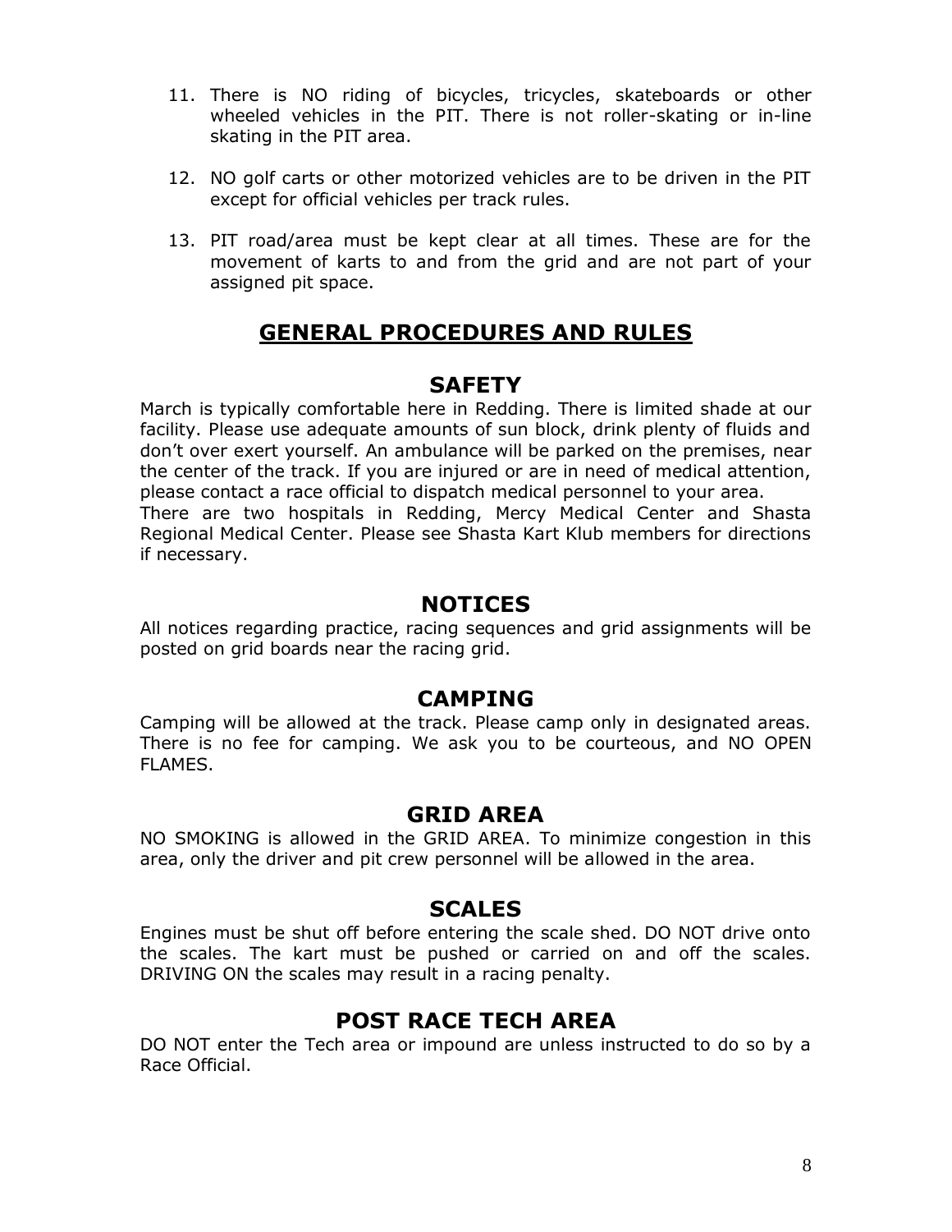11. There is NO riding of bicycles, tricycles, skateboards or other wheeled vehicles in the PIT. There is not roller-skating or in-line skating in the PIT area.

12. NO golf carts or other motorized vehicles are to be driven in the PIT except for official vehicles per track rules.

13. PIT road/area must be kept clear at all times. These are for the movement of karts to and from the grid and are not part of your assigned pit space.

# GENERAL PROCEDURES AND RULES

## SAFETY

March is typically comfortable here in Redding. There is limited shade at our facility. Please use adequate amounts of sun block, drink plenty of fluids and don't over exert yourself. An ambulance will be parked on the premises, near the center of the track. If you are injured or are in need of medical attention, please contact a race official to dispatch medical personnel to your area.
There are two hospitals in Redding, Mercy Medical Center and Shasta Regional Medical Center. Please see Shasta Kart Klub members for directions if necessary.

## NOTICES

All notices regarding practice, racing sequences and grid assignments will be posted on grid boards near the racing grid.

## CAMPING

Camping will be allowed at the track. Please camp only in designated areas. There is no fee for camping. We ask you to be courteous, and NO OPEN FLAMES.

## GRID AREA

NO SMOKING is allowed in the GRID AREA. To minimize congestion in this area, only the driver and pit crew personnel will be allowed in the area.

## SCALES

Engines must be shut off before entering the scale shed. DO NOT drive onto the scales. The kart must be pushed or carried on and off the scales. DRIVING ON the scales may result in a racing penalty.

## POST RACE TECH AREA

DO NOT enter the Tech area or impound are unless instructed to do so by a Race Official.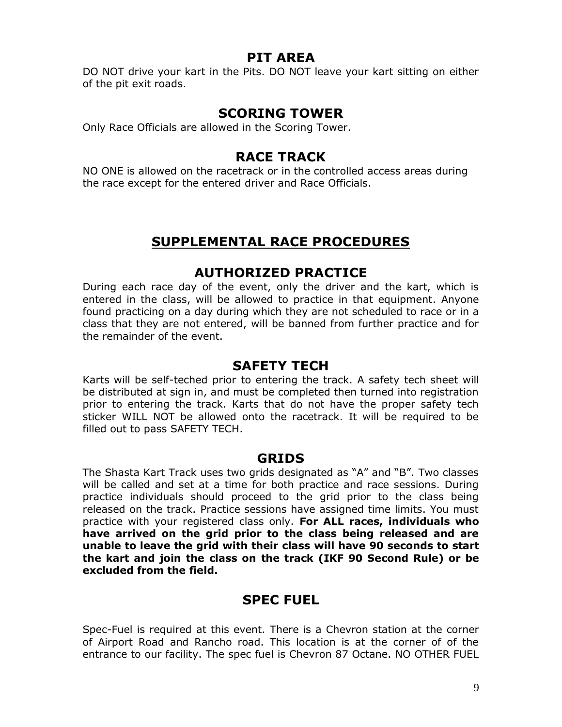## PIT AREA

DO NOT drive your kart in the Pits. DO NOT leave your kart sitting on either of the pit exit roads.

## SCORING TOWER

Only Race Officials are allowed in the Scoring Tower.

## RACE TRACK

NO ONE is allowed on the racetrack or in the controlled access areas during the race except for the entered driver and Race Officials.

# SUPPLEMENTAL RACE PROCEDURES

## AUTHORIZED PRACTICE

During each race day of the event, only the driver and the kart, which is entered in the class, will be allowed to practice in that equipment. Anyone found practicing on a day during which they are not scheduled to race or in a class that they are not entered, will be banned from further practice and for the remainder of the event.

## SAFETY TECH

Karts will be self-teched prior to entering the track. A safety tech sheet will be distributed at sign in, and must be completed then turned into registration prior to entering the track. Karts that do not have the proper safety tech sticker WILL NOT be allowed onto the racetrack. It will be required to be filled out to pass SAFETY TECH.

## GRIDS

The Shasta Kart Track uses two grids designated as "A" and "B". Two classes will be called and set at a time for both practice and race sessions. During practice individuals should proceed to the grid prior to the class being released on the track. Practice sessions have assigned time limits. You must practice with your registered class only. **For ALL races, individuals who have arrived on the grid prior to the class being released and are unable to leave the grid with their class will have 90 seconds to start the kart and join the class on the track (IKF 90 Second Rule) or be excluded from the field.**

## SPEC FUEL

Spec-Fuel is required at this event. There is a Chevron station at the corner of Airport Road and Rancho road. This location is at the corner of of the entrance to our facility. The spec fuel is Chevron 87 Octane. NO OTHER FUEL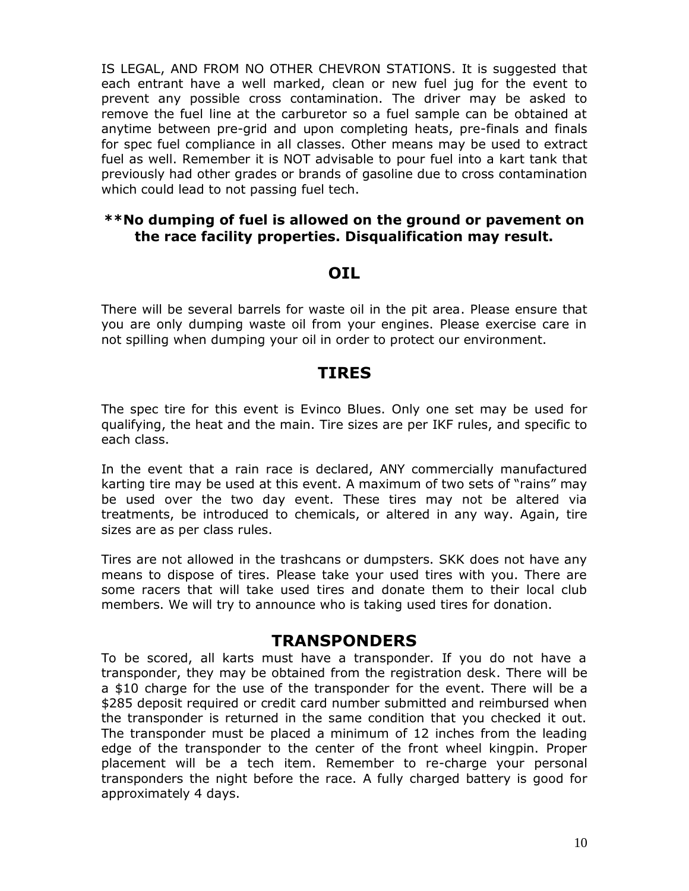IS LEGAL, AND FROM NO OTHER CHEVRON STATIONS. It is suggested that each entrant have a well marked, clean or new fuel jug for the event to prevent any possible cross contamination. The driver may be asked to remove the fuel line at the carburetor so a fuel sample can be obtained at anytime between pre-grid and upon completing heats, pre-finals and finals for spec fuel compliance in all classes. Other means may be used to extract fuel as well. Remember it is NOT advisable to pour fuel into a kart tank that previously had other grades or brands of gasoline due to cross contamination which could lead to not passing fuel tech.

**\*\*No dumping of fuel is allowed on the ground or pavement on the race facility properties. Disqualification may result.**

## OIL

There will be several barrels for waste oil in the pit area. Please ensure that you are only dumping waste oil from your engines. Please exercise care in not spilling when dumping your oil in order to protect our environment.

## TIRES

The spec tire for this event is Evinco Blues. Only one set may be used for qualifying, the heat and the main. Tire sizes are per IKF rules, and specific to each class.

In the event that a rain race is declared, ANY commercially manufactured karting tire may be used at this event. A maximum of two sets of "rains" may be used over the two day event. These tires may not be altered via treatments, be introduced to chemicals, or altered in any way. Again, tire sizes are as per class rules.

Tires are not allowed in the trashcans or dumpsters. SKK does not have any means to dispose of tires. Please take your used tires with you. There are some racers that will take used tires and donate them to their local club members. We will try to announce who is taking used tires for donation.

## TRANSPONDERS

To be scored, all karts must have a transponder. If you do not have a transponder, they may be obtained from the registration desk. There will be a $10 charge for the use of the transponder for the event. There will be a $285 deposit required or credit card number submitted and reimbursed when the transponder is returned in the same condition that you checked it out. The transponder must be placed a minimum of 12 inches from the leading edge of the transponder to the center of the front wheel kingpin. Proper placement will be a tech item. Remember to re-charge your personal transponders the night before the race. A fully charged battery is good for approximately 4 days.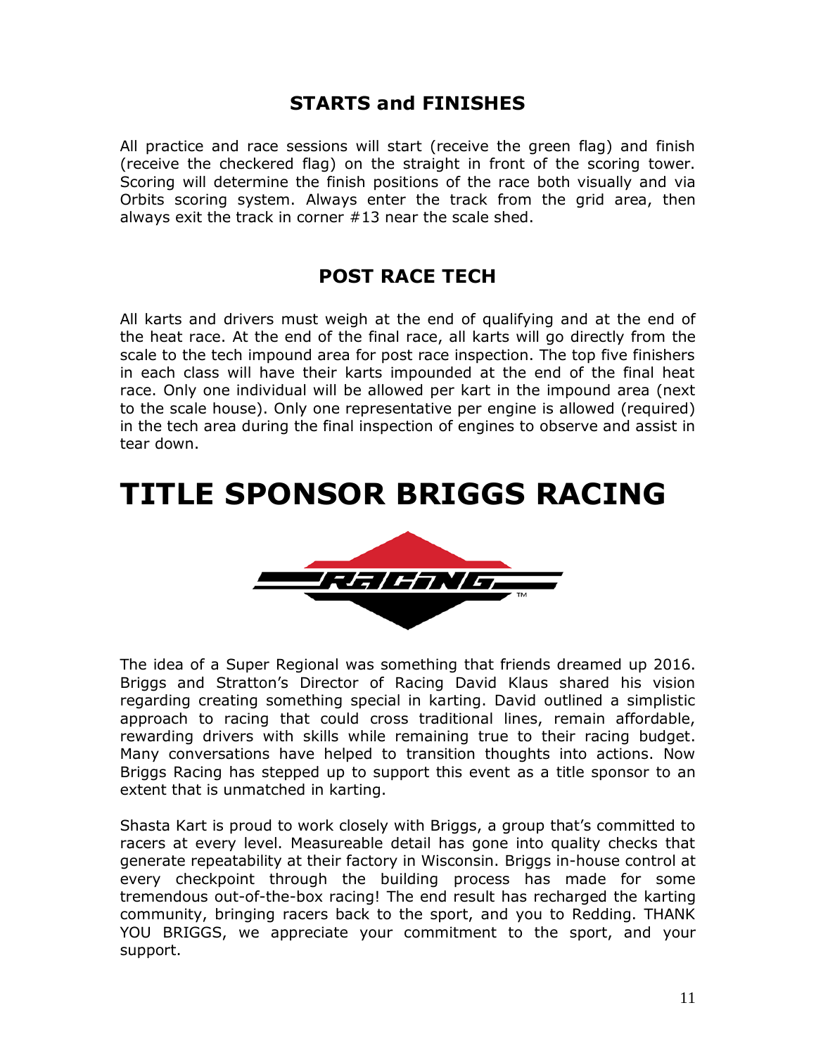## STARTS and FINISHES

All practice and race sessions will start (receive the green flag) and finish (receive the checkered flag) on the straight in front of the scoring tower. Scoring will determine the finish positions of the race both visually and via Orbits scoring system. Always enter the track from the grid area, then always exit the track in corner #13 near the scale shed.

## POST RACE TECH

All karts and drivers must weigh at the end of qualifying and at the end of the heat race. At the end of the final race, all karts will go directly from the scale to the tech impound area for post race inspection. The top five finishers in each class will have their karts impounded at the end of the final heat race. Only one individual will be allowed per kart in the impound area (next to the scale house). Only one representative per engine is allowed (required) in the tech area during the final inspection of engines to observe and assist in tear down.

# TITLE SPONSOR BRIGGS RACING

The idea of a Super Regional was something that friends dreamed up 2016. Briggs and Stratton's Director of Racing David Klaus shared his vision regarding creating something special in karting. David outlined a simplistic approach to racing that could cross traditional lines, remain affordable, rewarding drivers with skills while remaining true to their racing budget. Many conversations have helped to transition thoughts into actions. Now Briggs Racing has stepped up to support this event as a title sponsor to an extent that is unmatched in karting.

Shasta Kart is proud to work closely with Briggs, a group that's committed to racers at every level. Measureable detail has gone into quality checks that generate repeatability at their factory in Wisconsin. Briggs in-house control at every checkpoint through the building process has made for some tremendous out-of-the-box racing! The end result has recharged the karting community, bringing racers back to the sport, and you to Redding. THANK YOU BRIGGS, we appreciate your commitment to the sport, and your support.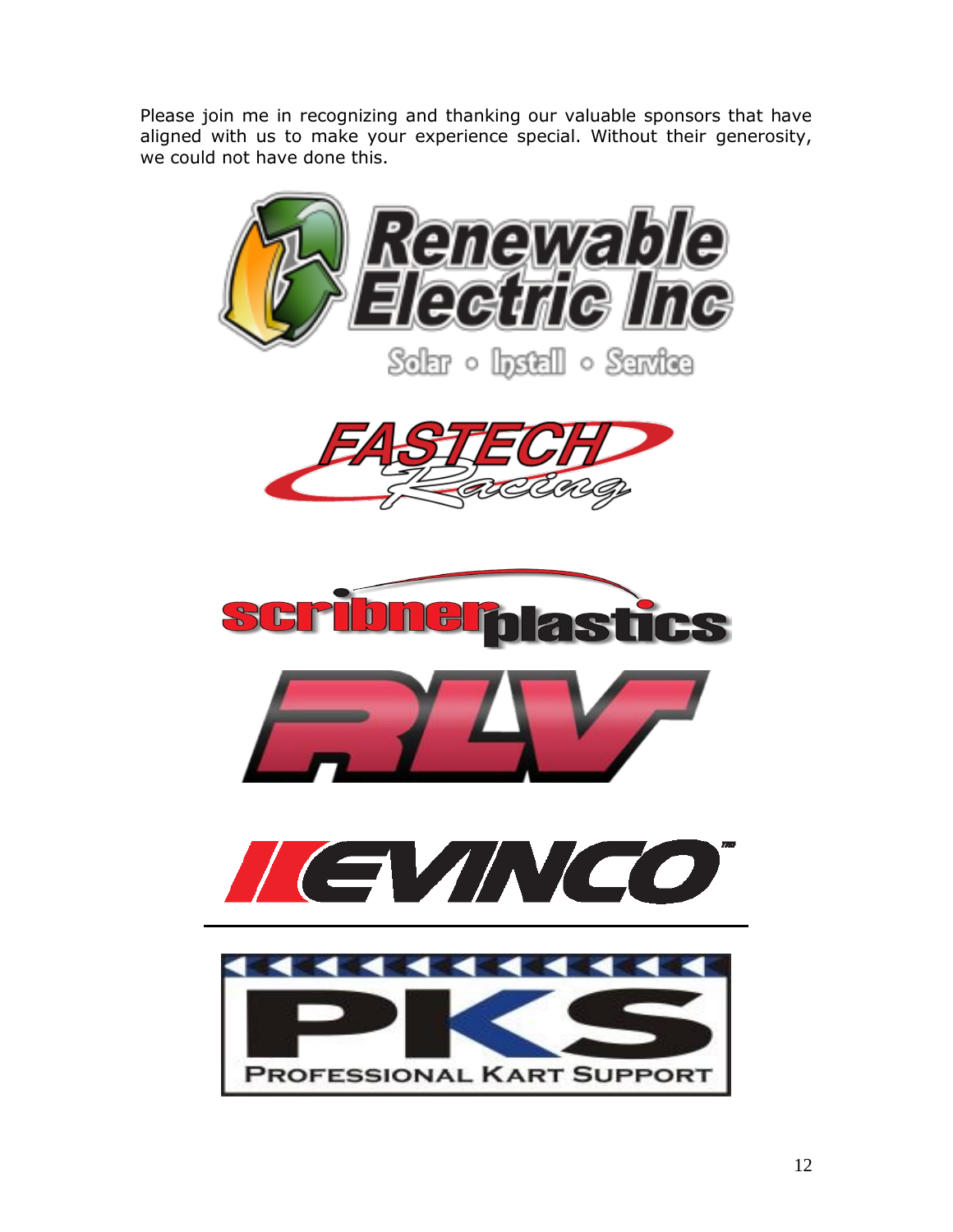Please join me in recognizing and thanking our valuable sponsors that have aligned with us to make your experience special. Without their generosity, we could not have done this.

Renewable Electric Inc

Solar ◦ Install ◦ Service

FASTECH Racing

scribner plastics

RLV

EVINCO

PKS

PROFESSIONAL KART SUPPORT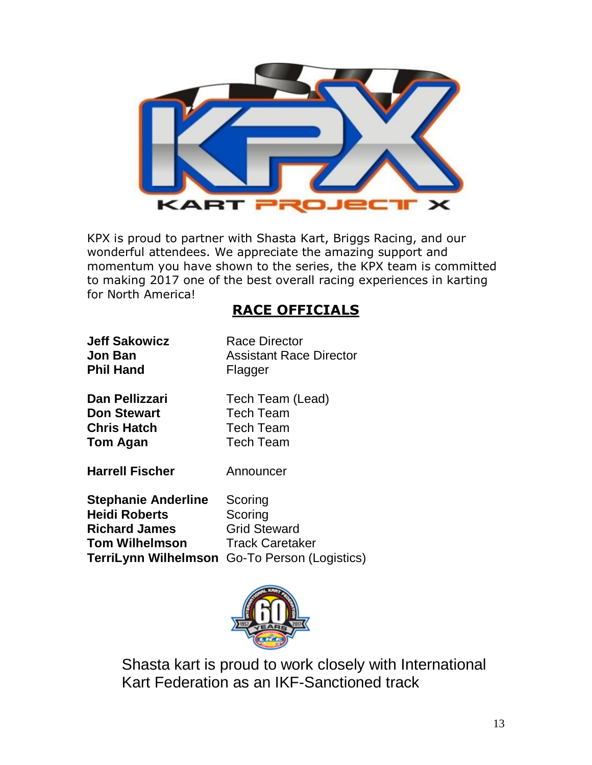KPX is proud to partner with Shasta Kart, Briggs Racing, and our wonderful attendees. We appreciate the amazing support and momentum you have shown to the series, the KPX team is committed to making 2017 one of the best overall racing experiences in karting for North America!

## RACE OFFICIALS

**Jeff Sakowicz** Race Director
**Jon Ban** Assistant Race Director
**Phil Hand** Flagger

**Dan Pellizzari** Tech Team (Lead)
**Don Stewart** Tech Team
**Chris Hatch** Tech Team
**Tom Agan** Tech Team

**Harrell Fischer** Announcer

**Stephanie Anderline** Scoring
**Heidi Roberts** Scoring
**Richard James** Grid Steward
**Tom Wilhelmson** Track Caretaker
**TerriLynn Wilhelmson** Go-To Person (Logistics)

Shasta kart is proud to work closely with International Kart Federation as an IKF-Sanctioned track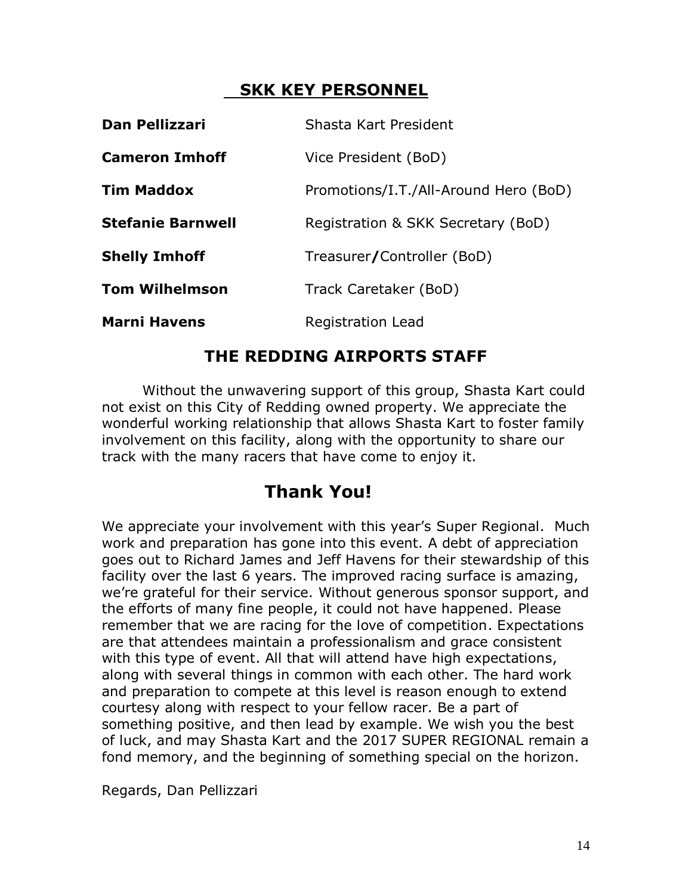## SKK KEY PERSONNEL

| | |
|---|---|
| **Dan Pellizzari** | Shasta Kart President |
| **Cameron Imhoff** | Vice President (BoD) |
| **Tim Maddox** | Promotions/I.T./All-Around Hero (BoD) |
| **Stefanie Barnwell** | Registration & SKK Secretary (BoD) |
| **Shelly Imhoff** | Treasurer/Controller (BoD) |
| **Tom Wilhelmson** | Track Caretaker (BoD) |
| **Marni Havens** | Registration Lead |

## THE REDDING AIRPORTS STAFF

Without the unwavering support of this group, Shasta Kart could not exist on this City of Redding owned property. We appreciate the wonderful working relationship that allows Shasta Kart to foster family involvement on this facility, along with the opportunity to share our track with the many racers that have come to enjoy it.

# Thank You!

We appreciate your involvement with this year's Super Regional. Much work and preparation has gone into this event. A debt of appreciation goes out to Richard James and Jeff Havens for their stewardship of this facility over the last 6 years. The improved racing surface is amazing, we're grateful for their service. Without generous sponsor support, and the efforts of many fine people, it could not have happened. Please remember that we are racing for the love of competition. Expectations are that attendees maintain a professionalism and grace consistent with this type of event. All that will attend have high expectations, along with several things in common with each other. The hard work and preparation to compete at this level is reason enough to extend courtesy along with respect to your fellow racer. Be a part of something positive, and then lead by example. We wish you the best of luck, and may Shasta Kart and the 2017 SUPER REGIONAL remain a fond memory, and the beginning of something special on the horizon.

Regards, Dan Pellizzari